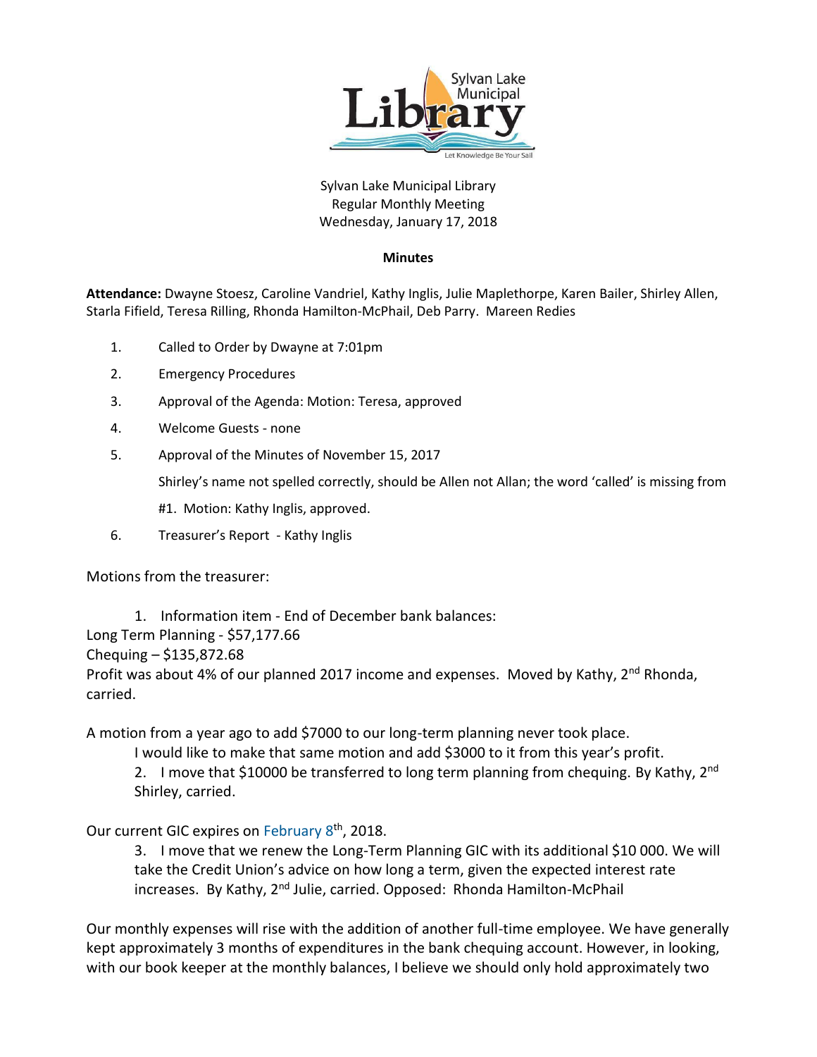Sylvan Lake Municipal Library
Regular Monthly Meeting
Wednesday, January 17, 2018

**Minutes**

**Attendance:** Dwayne Stoesz, Caroline Vandriel, Kathy Inglis, Julie Maplethorpe, Karen Bailer, Shirley Allen, Starla Fifield, Teresa Rilling, Rhonda Hamilton-McPhail, Deb Parry. Mareen Redies

1. Called to Order by Dwayne at 7:01pm
2. Emergency Procedures
3. Approval of the Agenda: Motion: Teresa, approved
4. Welcome Guests - none
5. Approval of the Minutes of November 15, 2017

   Shirley's name not spelled correctly, should be Allen not Allan; the word 'called' is missing from #1. Motion: Kathy Inglis, approved.
6. Treasurer's Report - Kathy Inglis

Motions from the treasurer:

1. Information item - End of December bank balances:

Long Term Planning - $57,177.66
Chequing – $135,872.68
Profit was about 4% of our planned 2017 income and expenses. Moved by Kathy, 2nd Rhonda, carried.

A motion from a year ago to add $7000 to our long-term planning never took place.

I would like to make that same motion and add $3000 to it from this year's profit.

2. I move that $10000 be transferred to long term planning from chequing. By Kathy, 2nd Shirley, carried.

Our current GIC expires on February 8th, 2018.

3. I move that we renew the Long-Term Planning GIC with its additional $10 000. We will take the Credit Union's advice on how long a term, given the expected interest rate increases. By Kathy, 2nd Julie, carried. Opposed: Rhonda Hamilton-McPhail

Our monthly expenses will rise with the addition of another full-time employee. We have generally kept approximately 3 months of expenditures in the bank chequing account. However, in looking, with our book keeper at the monthly balances, I believe we should only hold approximately two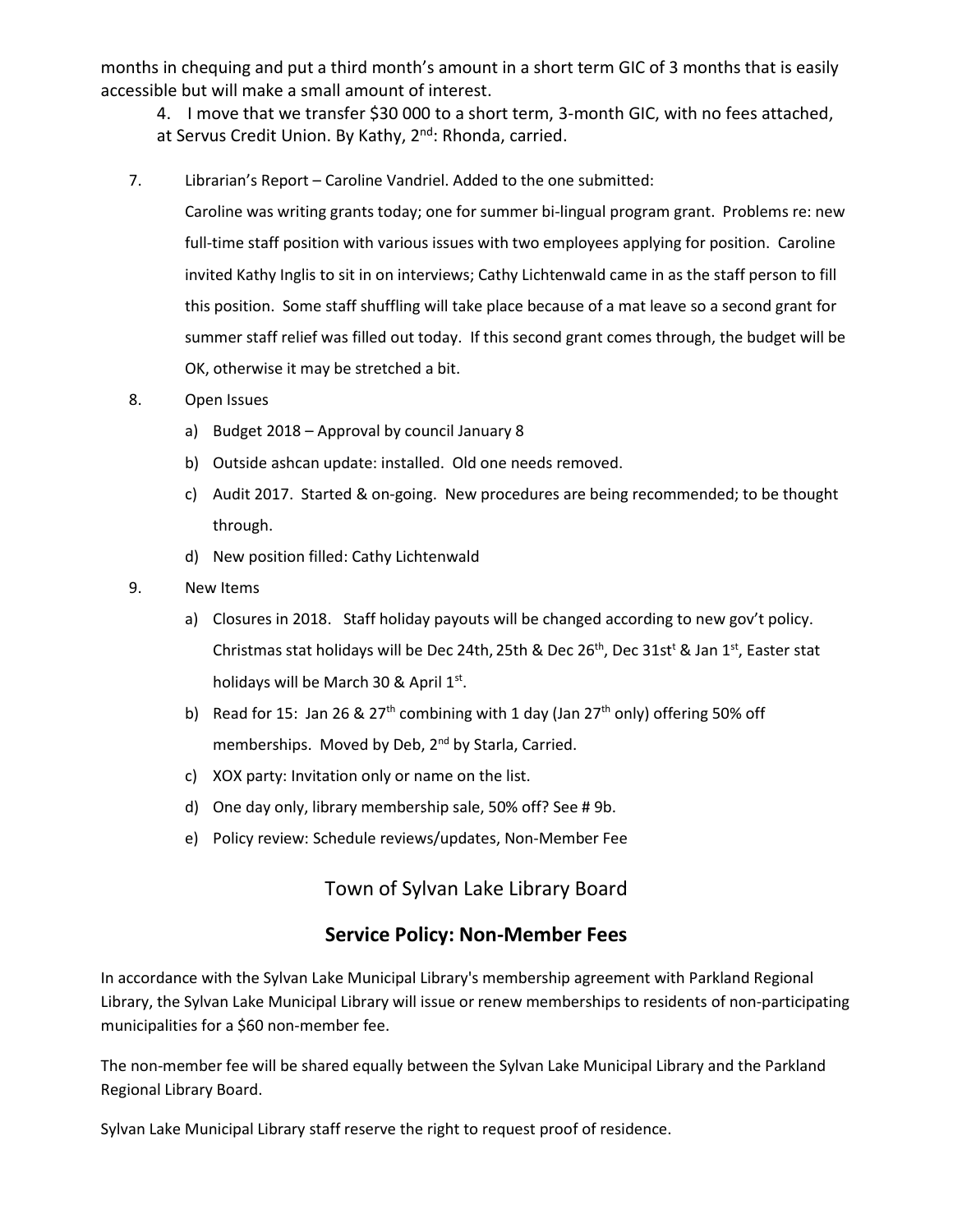months in chequing and put a third month's amount in a short term GIC of 3 months that is easily accessible but will make a small amount of interest.

4. I move that we transfer $30 000 to a short term, 3-month GIC, with no fees attached, at Servus Credit Union. By Kathy, 2nd: Rhonda, carried.

7. Librarian's Report – Caroline Vandriel. Added to the one submitted:

   Caroline was writing grants today; one for summer bi-lingual program grant. Problems re: new full-time staff position with various issues with two employees applying for position. Caroline invited Kathy Inglis to sit in on interviews; Cathy Lichtenwald came in as the staff person to fill this position. Some staff shuffling will take place because of a mat leave so a second grant for summer staff relief was filled out today. If this second grant comes through, the budget will be OK, otherwise it may be stretched a bit.

8. Open Issues
   a) Budget 2018 – Approval by council January 8
   b) Outside ashcan update: installed. Old one needs removed.
   c) Audit 2017. Started & on-going. New procedures are being recommended; to be thought through.
   d) New position filled: Cathy Lichtenwald

9. New Items
   a) Closures in 2018. Staff holiday payouts will be changed according to new gov't policy. Christmas stat holidays will be Dec 24th, 25th & Dec 26th, Dec 31st & Jan 1st, Easter stat holidays will be March 30 & April 1st.
   b) Read for 15: Jan 26 & 27th combining with 1 day (Jan 27th only) offering 50% off memberships. Moved by Deb, 2nd by Starla, Carried.
   c) XOX party: Invitation only or name on the list.
   d) One day only, library membership sale, 50% off? See # 9b.
   e) Policy review: Schedule reviews/updates, Non-Member Fee

## Town of Sylvan Lake Library Board

## Service Policy: Non-Member Fees

In accordance with the Sylvan Lake Municipal Library's membership agreement with Parkland Regional Library, the Sylvan Lake Municipal Library will issue or renew memberships to residents of non-participating municipalities for a $60 non-member fee.

The non-member fee will be shared equally between the Sylvan Lake Municipal Library and the Parkland Regional Library Board.

Sylvan Lake Municipal Library staff reserve the right to request proof of residence.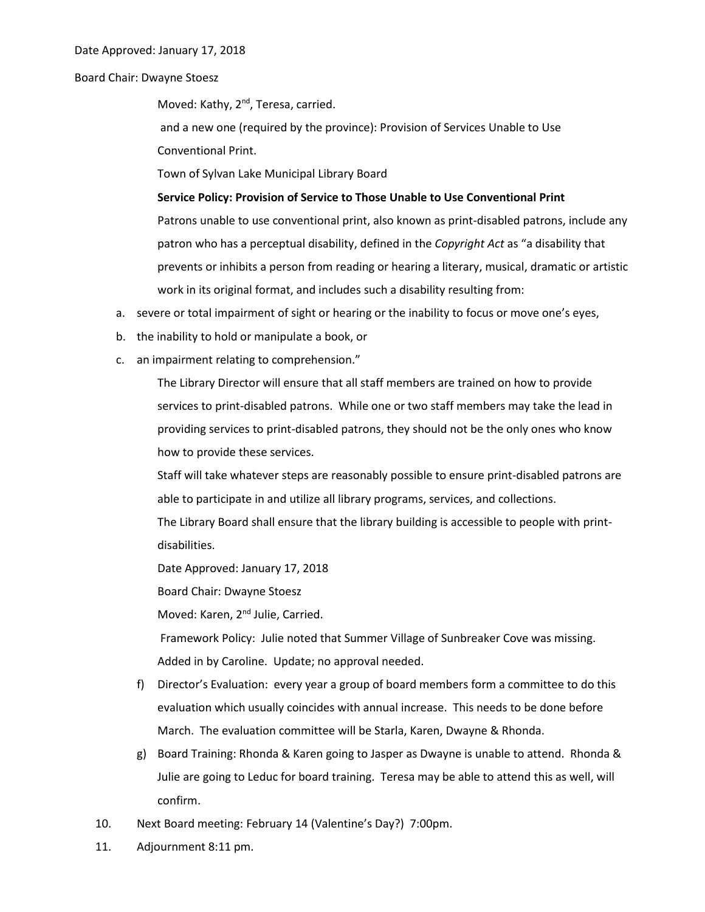Date Approved: January 17, 2018

Board Chair: Dwayne Stoesz

Moved: Kathy, 2nd, Teresa, carried.

and a new one (required by the province): Provision of Services Unable to Use Conventional Print.

Town of Sylvan Lake Municipal Library Board

**Service Policy: Provision of Service to Those Unable to Use Conventional Print**

Patrons unable to use conventional print, also known as print-disabled patrons, include any patron who has a perceptual disability, defined in the *Copyright Act* as "a disability that prevents or inhibits a person from reading or hearing a literary, musical, dramatic or artistic work in its original format, and includes such a disability resulting from:

a. severe or total impairment of sight or hearing or the inability to focus or move one's eyes,
b. the inability to hold or manipulate a book, or
c. an impairment relating to comprehension."

The Library Director will ensure that all staff members are trained on how to provide services to print-disabled patrons. While one or two staff members may take the lead in providing services to print-disabled patrons, they should not be the only ones who know how to provide these services.

Staff will take whatever steps are reasonably possible to ensure print-disabled patrons are able to participate in and utilize all library programs, services, and collections.

The Library Board shall ensure that the library building is accessible to people with print-disabilities.

Date Approved: January 17, 2018

Board Chair: Dwayne Stoesz

Moved: Karen, 2nd Julie, Carried.

Framework Policy: Julie noted that Summer Village of Sunbreaker Cove was missing. Added in by Caroline. Update; no approval needed.

f) Director's Evaluation: every year a group of board members form a committee to do this evaluation which usually coincides with annual increase. This needs to be done before March. The evaluation committee will be Starla, Karen, Dwayne & Rhonda.

g) Board Training: Rhonda & Karen going to Jasper as Dwayne is unable to attend. Rhonda & Julie are going to Leduc for board training. Teresa may be able to attend this as well, will confirm.

10. Next Board meeting: February 14 (Valentine's Day?) 7:00pm.

11. Adjournment 8:11 pm.